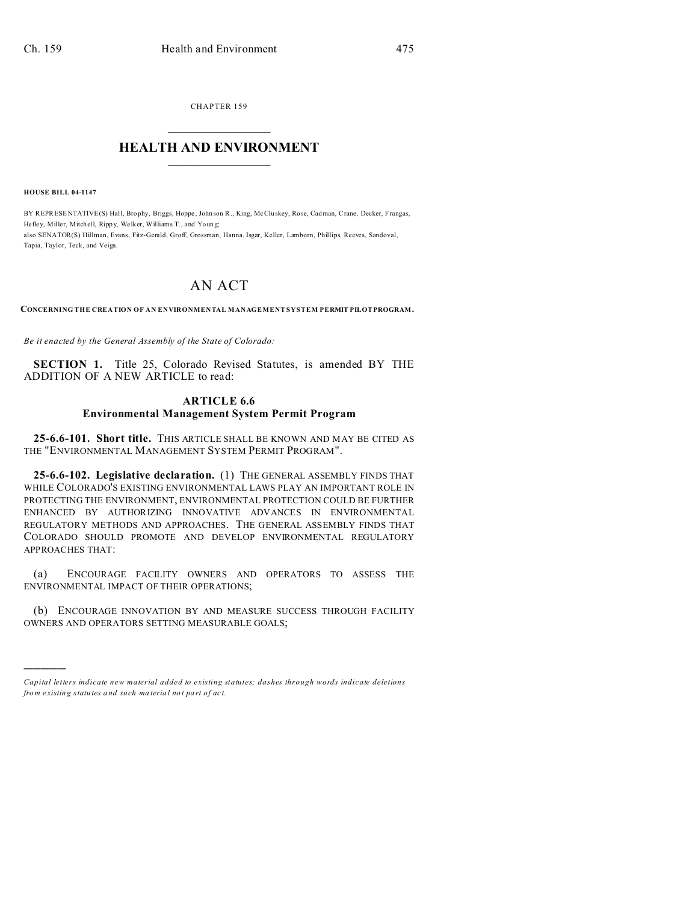CHAPTER 159

# HEALTH AND ENVIRONMENT

**HOUSE BILL 04-1147**

BY REPRESENTATIVE(S) Hall, Brophy, Briggs, Hoppe, Johnson R., King, McCluskey, Rose, Cadman, Crane, Decker, Frangas, Hefley, Miller, Mitchell, Rippy, Welker, Williams T., and Young;
also SENATOR(S) Hillman, Evans, Fitz-Gerald, Groff, Grossman, Hanna, Isgar, Keller, Lamborn, Phillips, Reeves, Sandoval, Tapia, Taylor, Teck, and Veiga.

# AN ACT

**CONCERNING THE CREATION OF AN ENVIRONMENTAL MANAGEMENT SYSTEM PERMIT PILOT PROGRAM.**

*Be it enacted by the General Assembly of the State of Colorado:*

**SECTION 1.** Title 25, Colorado Revised Statutes, is amended BY THE ADDITION OF A NEW ARTICLE to read:

## ARTICLE 6.6
## Environmental Management System Permit Program

**25-6.6-101. Short title.** THIS ARTICLE SHALL BE KNOWN AND MAY BE CITED AS THE "ENVIRONMENTAL MANAGEMENT SYSTEM PERMIT PROGRAM".

**25-6.6-102. Legislative declaration.** (1) THE GENERAL ASSEMBLY FINDS THAT WHILE COLORADO'S EXISTING ENVIRONMENTAL LAWS PLAY AN IMPORTANT ROLE IN PROTECTING THE ENVIRONMENT, ENVIRONMENTAL PROTECTION COULD BE FURTHER ENHANCED BY AUTHORIZING INNOVATIVE ADVANCES IN ENVIRONMENTAL REGULATORY METHODS AND APPROACHES. THE GENERAL ASSEMBLY FINDS THAT COLORADO SHOULD PROMOTE AND DEVELOP ENVIRONMENTAL REGULATORY APPROACHES THAT:

(a) ENCOURAGE FACILITY OWNERS AND OPERATORS TO ASSESS THE ENVIRONMENTAL IMPACT OF THEIR OPERATIONS;

(b) ENCOURAGE INNOVATION BY AND MEASURE SUCCESS THROUGH FACILITY OWNERS AND OPERATORS SETTING MEASURABLE GOALS;

---

*Capital letters indicate new material added to existing statutes; dashes through words indicate deletions from existing statutes and such material not part of act.*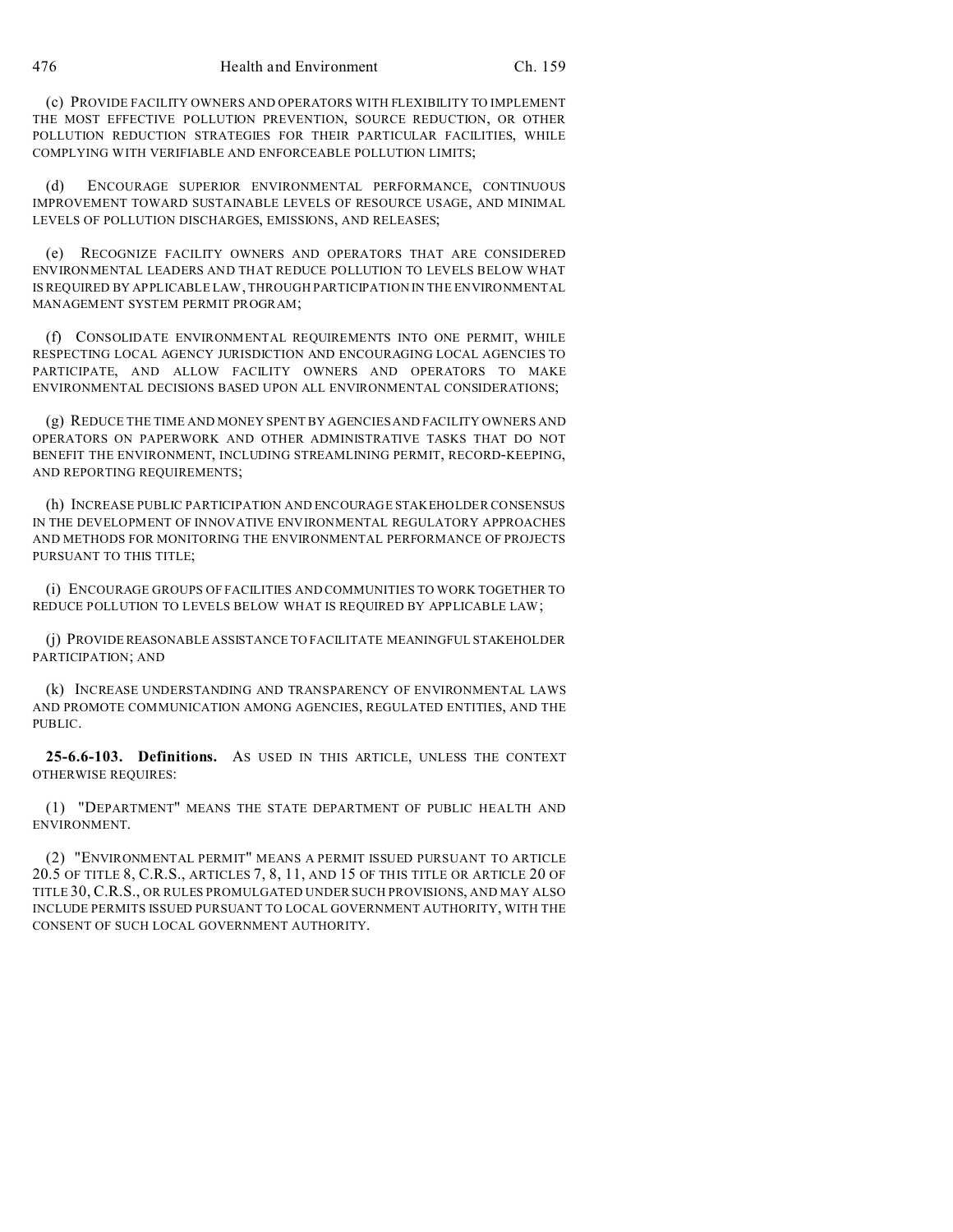(c) PROVIDE FACILITY OWNERS AND OPERATORS WITH FLEXIBILITY TO IMPLEMENT THE MOST EFFECTIVE POLLUTION PREVENTION, SOURCE REDUCTION, OR OTHER POLLUTION REDUCTION STRATEGIES FOR THEIR PARTICULAR FACILITIES, WHILE COMPLYING WITH VERIFIABLE AND ENFORCEABLE POLLUTION LIMITS;

(d) ENCOURAGE SUPERIOR ENVIRONMENTAL PERFORMANCE, CONTINUOUS IMPROVEMENT TOWARD SUSTAINABLE LEVELS OF RESOURCE USAGE, AND MINIMAL LEVELS OF POLLUTION DISCHARGES, EMISSIONS, AND RELEASES;

(e) RECOGNIZE FACILITY OWNERS AND OPERATORS THAT ARE CONSIDERED ENVIRONMENTAL LEADERS AND THAT REDUCE POLLUTION TO LEVELS BELOW WHAT IS REQUIRED BY APPLICABLE LAW, THROUGH PARTICIPATION IN THE ENVIRONMENTAL MANAGEMENT SYSTEM PERMIT PROGRAM;

(f) CONSOLIDATE ENVIRONMENTAL REQUIREMENTS INTO ONE PERMIT, WHILE RESPECTING LOCAL AGENCY JURISDICTION AND ENCOURAGING LOCAL AGENCIES TO PARTICIPATE, AND ALLOW FACILITY OWNERS AND OPERATORS TO MAKE ENVIRONMENTAL DECISIONS BASED UPON ALL ENVIRONMENTAL CONSIDERATIONS;

(g) REDUCE THE TIME AND MONEY SPENT BY AGENCIES AND FACILITY OWNERS AND OPERATORS ON PAPERWORK AND OTHER ADMINISTRATIVE TASKS THAT DO NOT BENEFIT THE ENVIRONMENT, INCLUDING STREAMLINING PERMIT, RECORD-KEEPING, AND REPORTING REQUIREMENTS;

(h) INCREASE PUBLIC PARTICIPATION AND ENCOURAGE STAKEHOLDER CONSENSUS IN THE DEVELOPMENT OF INNOVATIVE ENVIRONMENTAL REGULATORY APPROACHES AND METHODS FOR MONITORING THE ENVIRONMENTAL PERFORMANCE OF PROJECTS PURSUANT TO THIS TITLE;

(i) ENCOURAGE GROUPS OF FACILITIES AND COMMUNITIES TO WORK TOGETHER TO REDUCE POLLUTION TO LEVELS BELOW WHAT IS REQUIRED BY APPLICABLE LAW;

(j) PROVIDE REASONABLE ASSISTANCE TO FACILITATE MEANINGFUL STAKEHOLDER PARTICIPATION; AND

(k) INCREASE UNDERSTANDING AND TRANSPARENCY OF ENVIRONMENTAL LAWS AND PROMOTE COMMUNICATION AMONG AGENCIES, REGULATED ENTITIES, AND THE PUBLIC.

**25-6.6-103. Definitions.** AS USED IN THIS ARTICLE, UNLESS THE CONTEXT OTHERWISE REQUIRES:

(1) "DEPARTMENT" MEANS THE STATE DEPARTMENT OF PUBLIC HEALTH AND ENVIRONMENT.

(2) "ENVIRONMENTAL PERMIT" MEANS A PERMIT ISSUED PURSUANT TO ARTICLE 20.5 OF TITLE 8, C.R.S., ARTICLES 7, 8, 11, AND 15 OF THIS TITLE OR ARTICLE 20 OF TITLE 30, C.R.S., OR RULES PROMULGATED UNDER SUCH PROVISIONS, AND MAY ALSO INCLUDE PERMITS ISSUED PURSUANT TO LOCAL GOVERNMENT AUTHORITY, WITH THE CONSENT OF SUCH LOCAL GOVERNMENT AUTHORITY.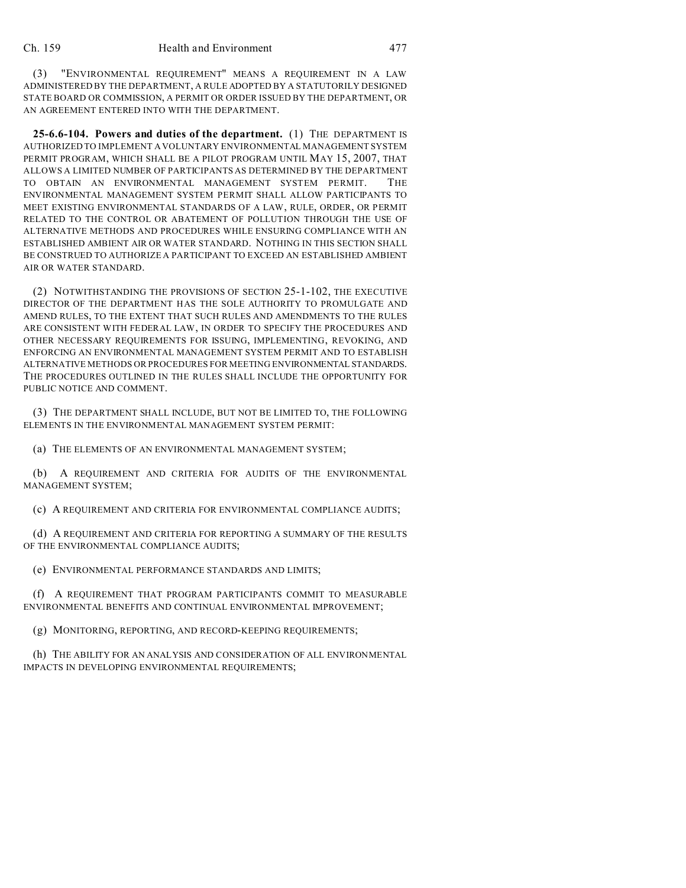(3) "ENVIRONMENTAL REQUIREMENT" MEANS A REQUIREMENT IN A LAW ADMINISTERED BY THE DEPARTMENT, A RULE ADOPTED BY A STATUTORILY DESIGNED STATE BOARD OR COMMISSION, A PERMIT OR ORDER ISSUED BY THE DEPARTMENT, OR AN AGREEMENT ENTERED INTO WITH THE DEPARTMENT.

**25-6.6-104. Powers and duties of the department.** (1) THE DEPARTMENT IS AUTHORIZED TO IMPLEMENT A VOLUNTARY ENVIRONMENTAL MANAGEMENT SYSTEM PERMIT PROGRAM, WHICH SHALL BE A PILOT PROGRAM UNTIL MAY 15, 2007, THAT ALLOWS A LIMITED NUMBER OF PARTICIPANTS AS DETERMINED BY THE DEPARTMENT TO OBTAIN AN ENVIRONMENTAL MANAGEMENT SYSTEM PERMIT. THE ENVIRONMENTAL MANAGEMENT SYSTEM PERMIT SHALL ALLOW PARTICIPANTS TO MEET EXISTING ENVIRONMENTAL STANDARDS OF A LAW, RULE, ORDER, OR PERMIT RELATED TO THE CONTROL OR ABATEMENT OF POLLUTION THROUGH THE USE OF ALTERNATIVE METHODS AND PROCEDURES WHILE ENSURING COMPLIANCE WITH AN ESTABLISHED AMBIENT AIR OR WATER STANDARD. NOTHING IN THIS SECTION SHALL BE CONSTRUED TO AUTHORIZE A PARTICIPANT TO EXCEED AN ESTABLISHED AMBIENT AIR OR WATER STANDARD.

(2) NOTWITHSTANDING THE PROVISIONS OF SECTION 25-1-102, THE EXECUTIVE DIRECTOR OF THE DEPARTMENT HAS THE SOLE AUTHORITY TO PROMULGATE AND AMEND RULES, TO THE EXTENT THAT SUCH RULES AND AMENDMENTS TO THE RULES ARE CONSISTENT WITH FEDERAL LAW, IN ORDER TO SPECIFY THE PROCEDURES AND OTHER NECESSARY REQUIREMENTS FOR ISSUING, IMPLEMENTING, REVOKING, AND ENFORCING AN ENVIRONMENTAL MANAGEMENT SYSTEM PERMIT AND TO ESTABLISH ALTERNATIVE METHODS OR PROCEDURES FOR MEETING ENVIRONMENTAL STANDARDS. THE PROCEDURES OUTLINED IN THE RULES SHALL INCLUDE THE OPPORTUNITY FOR PUBLIC NOTICE AND COMMENT.

(3) THE DEPARTMENT SHALL INCLUDE, BUT NOT BE LIMITED TO, THE FOLLOWING ELEMENTS IN THE ENVIRONMENTAL MANAGEMENT SYSTEM PERMIT:

(a) THE ELEMENTS OF AN ENVIRONMENTAL MANAGEMENT SYSTEM;

(b) A REQUIREMENT AND CRITERIA FOR AUDITS OF THE ENVIRONMENTAL MANAGEMENT SYSTEM;

(c) A REQUIREMENT AND CRITERIA FOR ENVIRONMENTAL COMPLIANCE AUDITS;

(d) A REQUIREMENT AND CRITERIA FOR REPORTING A SUMMARY OF THE RESULTS OF THE ENVIRONMENTAL COMPLIANCE AUDITS;

(e) ENVIRONMENTAL PERFORMANCE STANDARDS AND LIMITS;

(f) A REQUIREMENT THAT PROGRAM PARTICIPANTS COMMIT TO MEASURABLE ENVIRONMENTAL BENEFITS AND CONTINUAL ENVIRONMENTAL IMPROVEMENT;

(g) MONITORING, REPORTING, AND RECORD-KEEPING REQUIREMENTS;

(h) THE ABILITY FOR AN ANALYSIS AND CONSIDERATION OF ALL ENVIRONMENTAL IMPACTS IN DEVELOPING ENVIRONMENTAL REQUIREMENTS;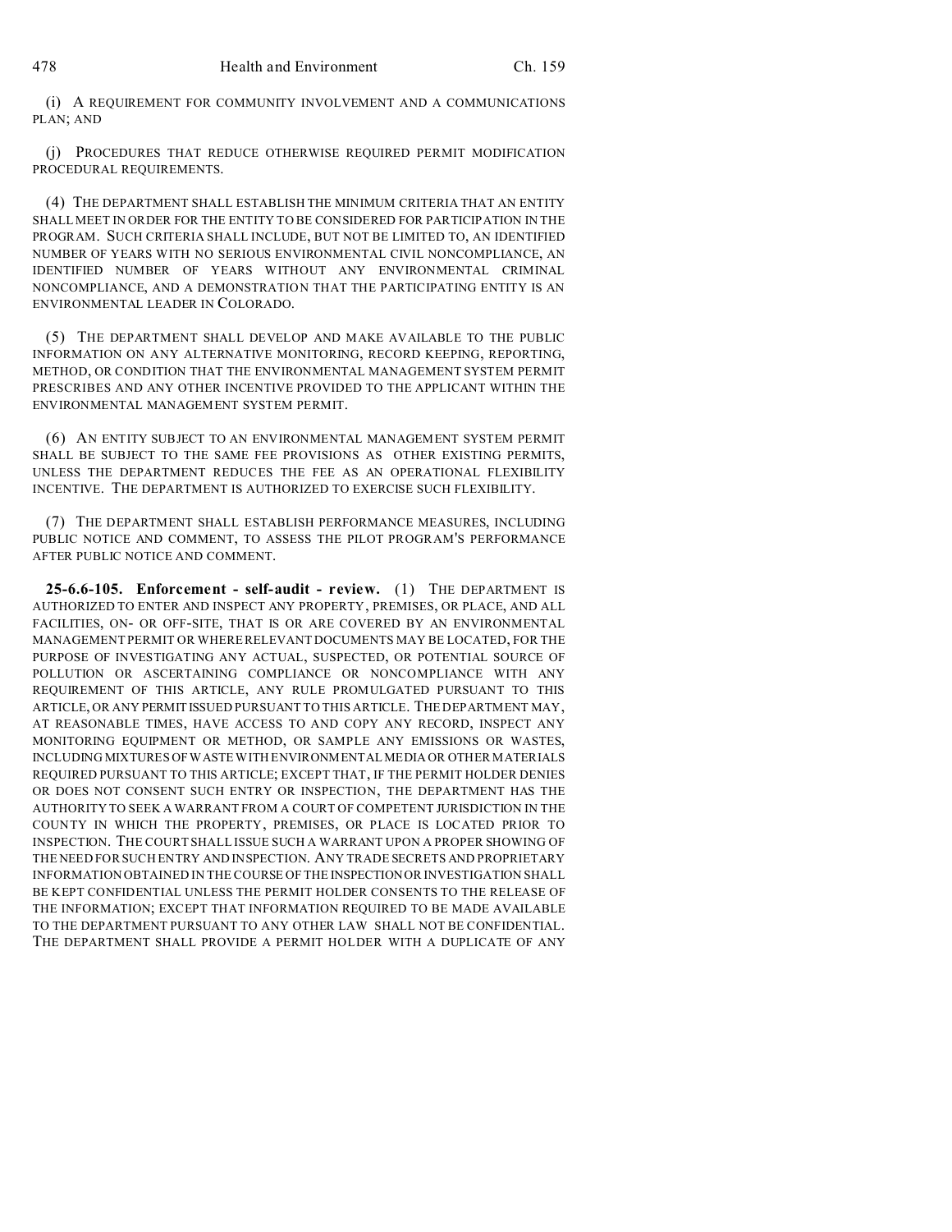(i) A REQUIREMENT FOR COMMUNITY INVOLVEMENT AND A COMMUNICATIONS PLAN; AND

(j) PROCEDURES THAT REDUCE OTHERWISE REQUIRED PERMIT MODIFICATION PROCEDURAL REQUIREMENTS.

(4) THE DEPARTMENT SHALL ESTABLISH THE MINIMUM CRITERIA THAT AN ENTITY SHALL MEET IN ORDER FOR THE ENTITY TO BE CONSIDERED FOR PARTICIPATION IN THE PROGRAM. SUCH CRITERIA SHALL INCLUDE, BUT NOT BE LIMITED TO, AN IDENTIFIED NUMBER OF YEARS WITH NO SERIOUS ENVIRONMENTAL CIVIL NONCOMPLIANCE, AN IDENTIFIED NUMBER OF YEARS WITHOUT ANY ENVIRONMENTAL CRIMINAL NONCOMPLIANCE, AND A DEMONSTRATION THAT THE PARTICIPATING ENTITY IS AN ENVIRONMENTAL LEADER IN COLORADO.

(5) THE DEPARTMENT SHALL DEVELOP AND MAKE AVAILABLE TO THE PUBLIC INFORMATION ON ANY ALTERNATIVE MONITORING, RECORD KEEPING, REPORTING, METHOD, OR CONDITION THAT THE ENVIRONMENTAL MANAGEMENT SYSTEM PERMIT PRESCRIBES AND ANY OTHER INCENTIVE PROVIDED TO THE APPLICANT WITHIN THE ENVIRONMENTAL MANAGEMENT SYSTEM PERMIT.

(6) AN ENTITY SUBJECT TO AN ENVIRONMENTAL MANAGEMENT SYSTEM PERMIT SHALL BE SUBJECT TO THE SAME FEE PROVISIONS AS OTHER EXISTING PERMITS, UNLESS THE DEPARTMENT REDUCES THE FEE AS AN OPERATIONAL FLEXIBILITY INCENTIVE. THE DEPARTMENT IS AUTHORIZED TO EXERCISE SUCH FLEXIBILITY.

(7) THE DEPARTMENT SHALL ESTABLISH PERFORMANCE MEASURES, INCLUDING PUBLIC NOTICE AND COMMENT, TO ASSESS THE PILOT PROGRAM'S PERFORMANCE AFTER PUBLIC NOTICE AND COMMENT.

**25-6.6-105. Enforcement - self-audit - review.** (1) THE DEPARTMENT IS AUTHORIZED TO ENTER AND INSPECT ANY PROPERTY, PREMISES, OR PLACE, AND ALL FACILITIES, ON- OR OFF-SITE, THAT IS OR ARE COVERED BY AN ENVIRONMENTAL MANAGEMENT PERMIT OR WHERE RELEVANT DOCUMENTS MAY BE LOCATED, FOR THE PURPOSE OF INVESTIGATING ANY ACTUAL, SUSPECTED, OR POTENTIAL SOURCE OF POLLUTION OR ASCERTAINING COMPLIANCE OR NONCOMPLIANCE WITH ANY REQUIREMENT OF THIS ARTICLE, ANY RULE PROMULGATED PURSUANT TO THIS ARTICLE, OR ANY PERMIT ISSUED PURSUANT TO THIS ARTICLE. THE DEPARTMENT MAY, AT REASONABLE TIMES, HAVE ACCESS TO AND COPY ANY RECORD, INSPECT ANY MONITORING EQUIPMENT OR METHOD, OR SAMPLE ANY EMISSIONS OR WASTES, INCLUDING MIXTURES OF WASTE WITH ENVIRONMENTAL MEDIA OR OTHER MATERIALS REQUIRED PURSUANT TO THIS ARTICLE; EXCEPT THAT, IF THE PERMIT HOLDER DENIES OR DOES NOT CONSENT SUCH ENTRY OR INSPECTION, THE DEPARTMENT HAS THE AUTHORITY TO SEEK A WARRANT FROM A COURT OF COMPETENT JURISDICTION IN THE COUNTY IN WHICH THE PROPERTY, PREMISES, OR PLACE IS LOCATED PRIOR TO INSPECTION. THE COURT SHALL ISSUE SUCH A WARRANT UPON A PROPER SHOWING OF THE NEED FOR SUCH ENTRY AND INSPECTION. ANY TRADE SECRETS AND PROPRIETARY INFORMATION OBTAINED IN THE COURSE OF THE INSPECTION OR INVESTIGATION SHALL BE KEPT CONFIDENTIAL UNLESS THE PERMIT HOLDER CONSENTS TO THE RELEASE OF THE INFORMATION; EXCEPT THAT INFORMATION REQUIRED TO BE MADE AVAILABLE TO THE DEPARTMENT PURSUANT TO ANY OTHER LAW SHALL NOT BE CONFIDENTIAL. THE DEPARTMENT SHALL PROVIDE A PERMIT HOLDER WITH A DUPLICATE OF ANY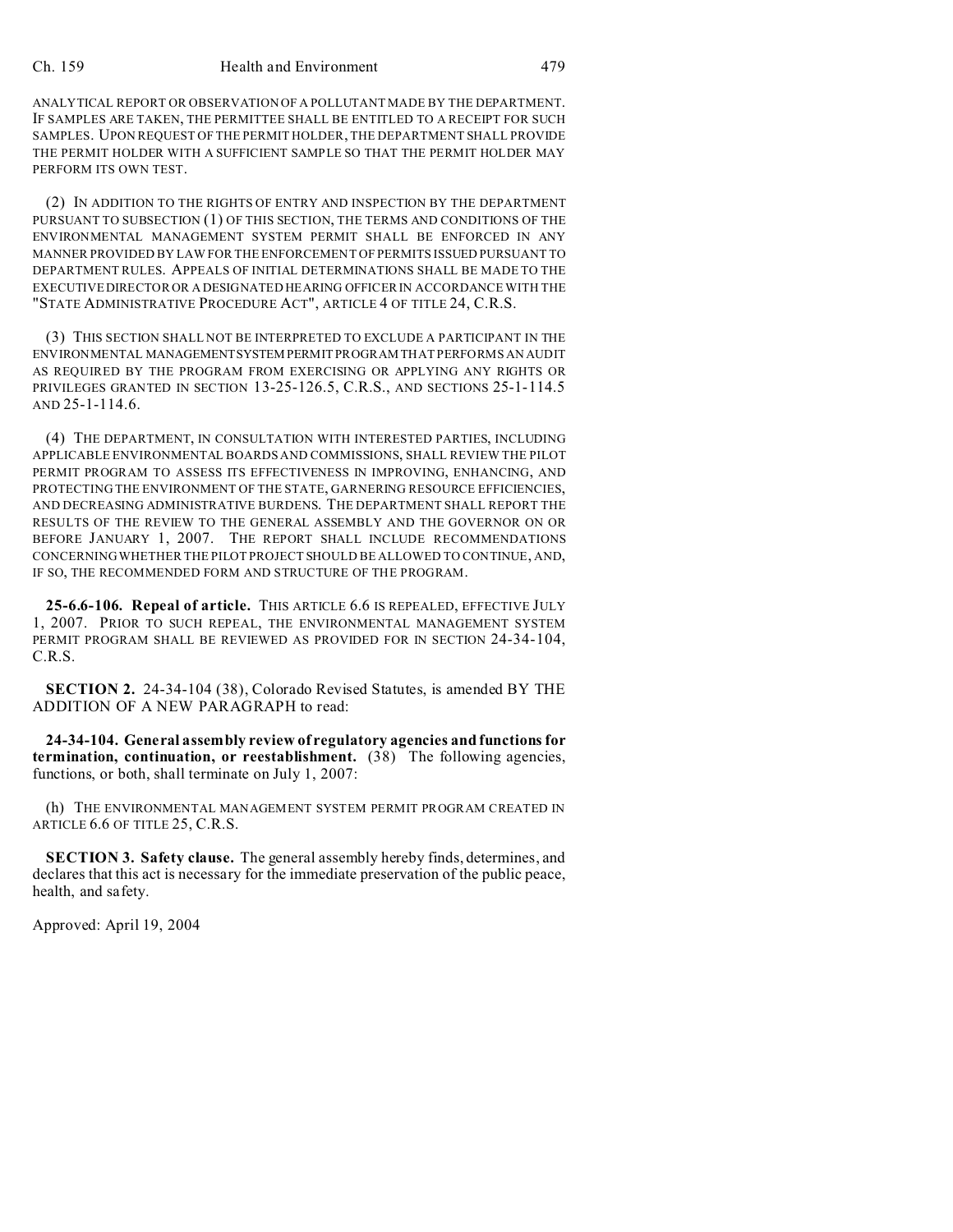ANALYTICAL REPORT OR OBSERVATION OF A POLLUTANT MADE BY THE DEPARTMENT. IF SAMPLES ARE TAKEN, THE PERMITTEE SHALL BE ENTITLED TO A RECEIPT FOR SUCH SAMPLES. UPON REQUEST OF THE PERMIT HOLDER, THE DEPARTMENT SHALL PROVIDE THE PERMIT HOLDER WITH A SUFFICIENT SAMPLE SO THAT THE PERMIT HOLDER MAY PERFORM ITS OWN TEST.

(2) IN ADDITION TO THE RIGHTS OF ENTRY AND INSPECTION BY THE DEPARTMENT PURSUANT TO SUBSECTION (1) OF THIS SECTION, THE TERMS AND CONDITIONS OF THE ENVIRONMENTAL MANAGEMENT SYSTEM PERMIT SHALL BE ENFORCED IN ANY MANNER PROVIDED BY LAW FOR THE ENFORCEMENT OF PERMITS ISSUED PURSUANT TO DEPARTMENT RULES. APPEALS OF INITIAL DETERMINATIONS SHALL BE MADE TO THE EXECUTIVE DIRECTOR OR A DESIGNATED HEARING OFFICER IN ACCORDANCE WITH THE "STATE ADMINISTRATIVE PROCEDURE ACT", ARTICLE 4 OF TITLE 24, C.R.S.

(3) THIS SECTION SHALL NOT BE INTERPRETED TO EXCLUDE A PARTICIPANT IN THE ENVIRONMENTAL MANAGEMENT SYSTEM PERMIT PROGRAM THAT PERFORMS AN AUDIT AS REQUIRED BY THE PROGRAM FROM EXERCISING OR APPLYING ANY RIGHTS OR PRIVILEGES GRANTED IN SECTION 13-25-126.5, C.R.S., AND SECTIONS 25-1-114.5 AND 25-1-114.6.

(4) THE DEPARTMENT, IN CONSULTATION WITH INTERESTED PARTIES, INCLUDING APPLICABLE ENVIRONMENTAL BOARDS AND COMMISSIONS, SHALL REVIEW THE PILOT PERMIT PROGRAM TO ASSESS ITS EFFECTIVENESS IN IMPROVING, ENHANCING, AND PROTECTING THE ENVIRONMENT OF THE STATE, GARNERING RESOURCE EFFICIENCIES, AND DECREASING ADMINISTRATIVE BURDENS. THE DEPARTMENT SHALL REPORT THE RESULTS OF THE REVIEW TO THE GENERAL ASSEMBLY AND THE GOVERNOR ON OR BEFORE JANUARY 1, 2007. THE REPORT SHALL INCLUDE RECOMMENDATIONS CONCERNING WHETHER THE PILOT PROJECT SHOULD BE ALLOWED TO CONTINUE, AND, IF SO, THE RECOMMENDED FORM AND STRUCTURE OF THE PROGRAM.

**25-6.6-106. Repeal of article.** THIS ARTICLE 6.6 IS REPEALED, EFFECTIVE JULY 1, 2007. PRIOR TO SUCH REPEAL, THE ENVIRONMENTAL MANAGEMENT SYSTEM PERMIT PROGRAM SHALL BE REVIEWED AS PROVIDED FOR IN SECTION 24-34-104, C.R.S.

**SECTION 2.** 24-34-104 (38), Colorado Revised Statutes, is amended BY THE ADDITION OF A NEW PARAGRAPH to read:

**24-34-104. General assembly review of regulatory agencies and functions for termination, continuation, or reestablishment.** (38) The following agencies, functions, or both, shall terminate on July 1, 2007:

(h) THE ENVIRONMENTAL MANAGEMENT SYSTEM PERMIT PROGRAM CREATED IN ARTICLE 6.6 OF TITLE 25, C.R.S.

**SECTION 3. Safety clause.** The general assembly hereby finds, determines, and declares that this act is necessary for the immediate preservation of the public peace, health, and safety.

Approved: April 19, 2004